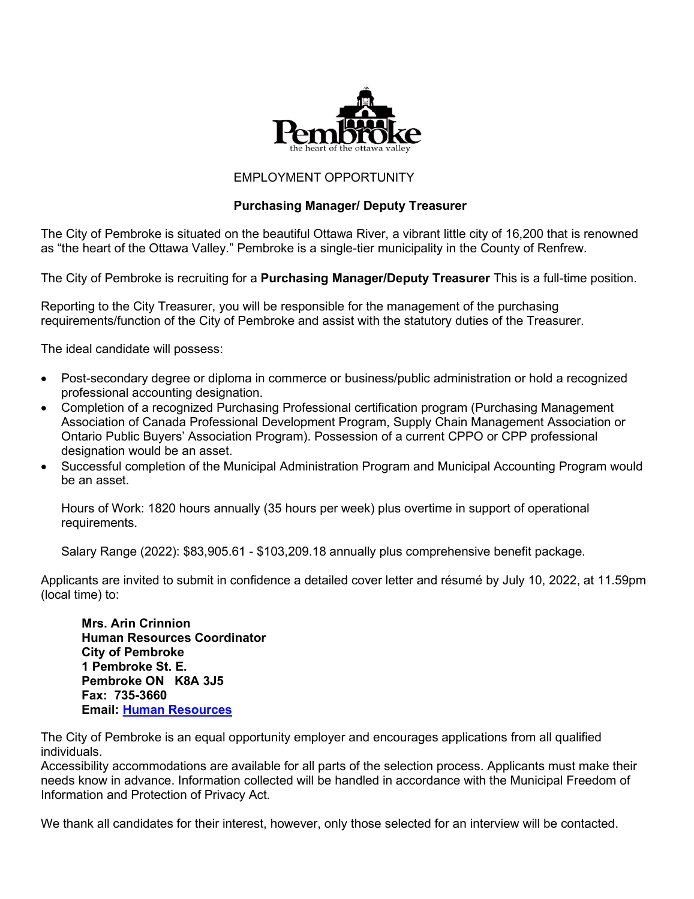# EMPLOYMENT OPPORTUNITY

## Purchasing Manager/ Deputy Treasurer

The City of Pembroke is situated on the beautiful Ottawa River, a vibrant little city of 16,200 that is renowned as "the heart of the Ottawa Valley." Pembroke is a single-tier municipality in the County of Renfrew.

The City of Pembroke is recruiting for a **Purchasing Manager/Deputy Treasurer** This is a full-time position.

Reporting to the City Treasurer, you will be responsible for the management of the purchasing requirements/function of the City of Pembroke and assist with the statutory duties of the Treasurer.

The ideal candidate will possess:

- Post-secondary degree or diploma in commerce or business/public administration or hold a recognized professional accounting designation.
- Completion of a recognized Purchasing Professional certification program (Purchasing Management Association of Canada Professional Development Program, Supply Chain Management Association or Ontario Public Buyers' Association Program). Possession of a current CPPO or CPP professional designation would be an asset.
- Successful completion of the Municipal Administration Program and Municipal Accounting Program would be an asset.

  Hours of Work: 1820 hours annually (35 hours per week) plus overtime in support of operational requirements.

  Salary Range (2022): $83,905.61 - $103,209.18 annually plus comprehensive benefit package.

Applicants are invited to submit in confidence a detailed cover letter and résumé by July 10, 2022, at 11.59pm (local time) to:

**Mrs. Arin Crinnion**
**Human Resources Coordinator**
**City of Pembroke**
**1 Pembroke St. E.**
**Pembroke ON K8A 3J5**
**Fax: 735-3660**
**Email: Human Resources**

The City of Pembroke is an equal opportunity employer and encourages applications from all qualified individuals.
Accessibility accommodations are available for all parts of the selection process. Applicants must make their needs know in advance. Information collected will be handled in accordance with the Municipal Freedom of Information and Protection of Privacy Act.

We thank all candidates for their interest, however, only those selected for an interview will be contacted.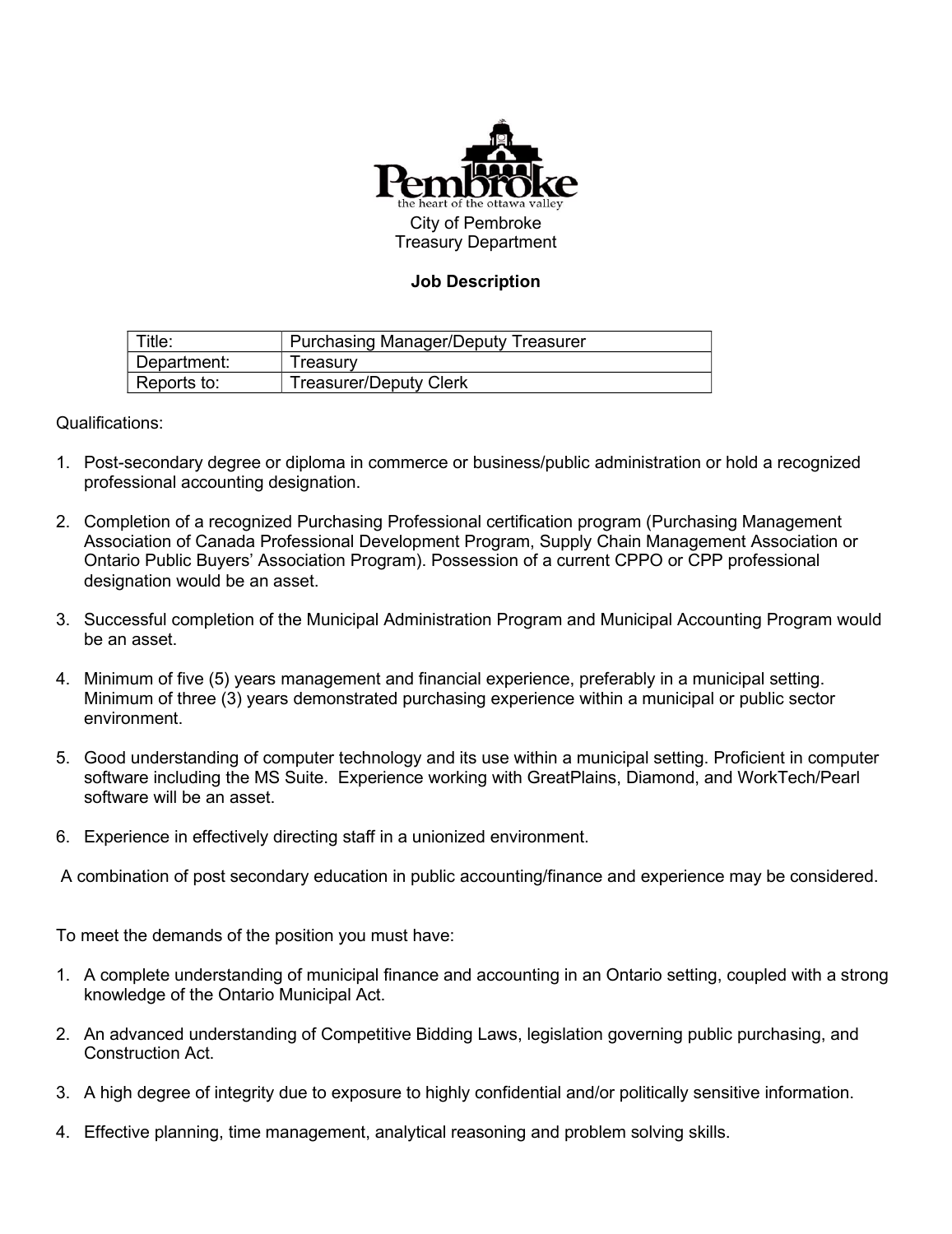Pembroke
the heart of the ottawa valley

City of Pembroke
Treasury Department

**Job Description**

| Title: | Purchasing Manager/Deputy Treasurer |
|---|---|
| Department: | Treasury |
| Reports to: | Treasurer/Deputy Clerk |

Qualifications:

1. Post-secondary degree or diploma in commerce or business/public administration or hold a recognized professional accounting designation.

2. Completion of a recognized Purchasing Professional certification program (Purchasing Management Association of Canada Professional Development Program, Supply Chain Management Association or Ontario Public Buyers' Association Program). Possession of a current CPPO or CPP professional designation would be an asset.

3. Successful completion of the Municipal Administration Program and Municipal Accounting Program would be an asset.

4. Minimum of five (5) years management and financial experience, preferably in a municipal setting. Minimum of three (3) years demonstrated purchasing experience within a municipal or public sector environment.

5. Good understanding of computer technology and its use within a municipal setting. Proficient in computer software including the MS Suite. Experience working with GreatPlains, Diamond, and WorkTech/Pearl software will be an asset.

6. Experience in effectively directing staff in a unionized environment.

A combination of post secondary education in public accounting/finance and experience may be considered.

To meet the demands of the position you must have:

1. A complete understanding of municipal finance and accounting in an Ontario setting, coupled with a strong knowledge of the Ontario Municipal Act.

2. An advanced understanding of Competitive Bidding Laws, legislation governing public purchasing, and Construction Act.

3. A high degree of integrity due to exposure to highly confidential and/or politically sensitive information.

4. Effective planning, time management, analytical reasoning and problem solving skills.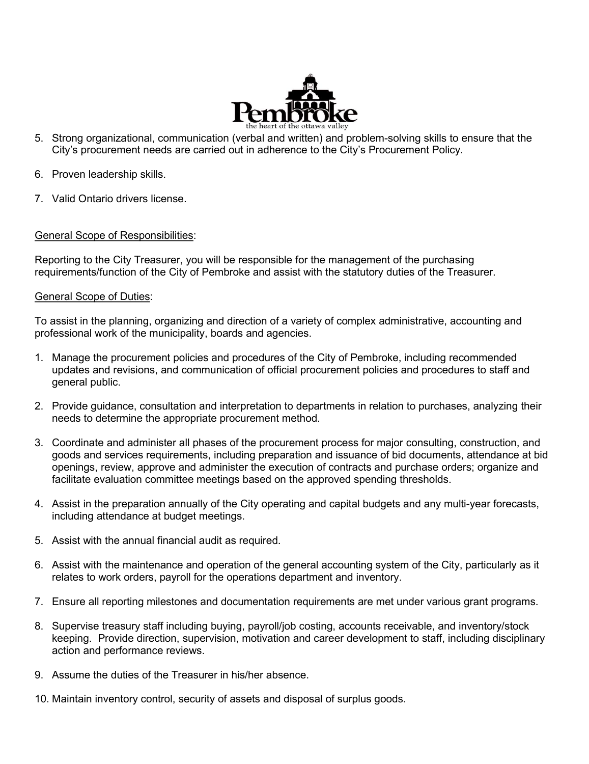5. Strong organizational, communication (verbal and written) and problem-solving skills to ensure that the City's procurement needs are carried out in adherence to the City's Procurement Policy.

6. Proven leadership skills.

7. Valid Ontario drivers license.

<u>General Scope of Responsibilities</u>:

Reporting to the City Treasurer, you will be responsible for the management of the purchasing requirements/function of the City of Pembroke and assist with the statutory duties of the Treasurer.

<u>General Scope of Duties</u>:

To assist in the planning, organizing and direction of a variety of complex administrative, accounting and professional work of the municipality, boards and agencies.

1. Manage the procurement policies and procedures of the City of Pembroke, including recommended updates and revisions, and communication of official procurement policies and procedures to staff and general public.

2. Provide guidance, consultation and interpretation to departments in relation to purchases, analyzing their needs to determine the appropriate procurement method.

3. Coordinate and administer all phases of the procurement process for major consulting, construction, and goods and services requirements, including preparation and issuance of bid documents, attendance at bid openings, review, approve and administer the execution of contracts and purchase orders; organize and facilitate evaluation committee meetings based on the approved spending thresholds.

4. Assist in the preparation annually of the City operating and capital budgets and any multi-year forecasts, including attendance at budget meetings.

5. Assist with the annual financial audit as required.

6. Assist with the maintenance and operation of the general accounting system of the City, particularly as it relates to work orders, payroll for the operations department and inventory.

7. Ensure all reporting milestones and documentation requirements are met under various grant programs.

8. Supervise treasury staff including buying, payroll/job costing, accounts receivable, and inventory/stock keeping. Provide direction, supervision, motivation and career development to staff, including disciplinary action and performance reviews.

9. Assume the duties of the Treasurer in his/her absence.

10. Maintain inventory control, security of assets and disposal of surplus goods.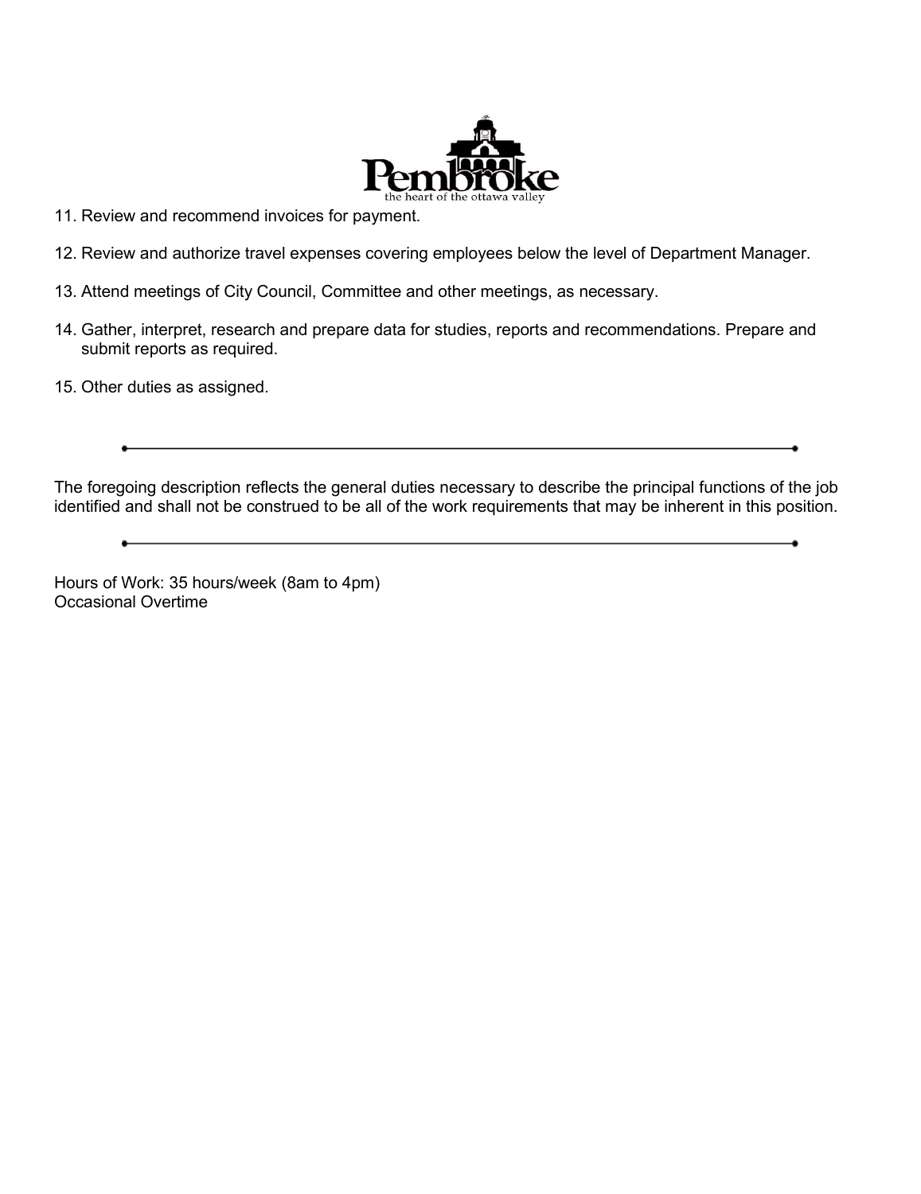11. Review and recommend invoices for payment.
12. Review and authorize travel expenses covering employees below the level of Department Manager.
13. Attend meetings of City Council, Committee and other meetings, as necessary.
14. Gather, interpret, research and prepare data for studies, reports and recommendations. Prepare and submit reports as required.
15. Other duties as assigned.

---

The foregoing description reflects the general duties necessary to describe the principal functions of the job identified and shall not be construed to be all of the work requirements that may be inherent in this position.

---

Hours of Work: 35 hours/week (8am to 4pm)
Occasional Overtime